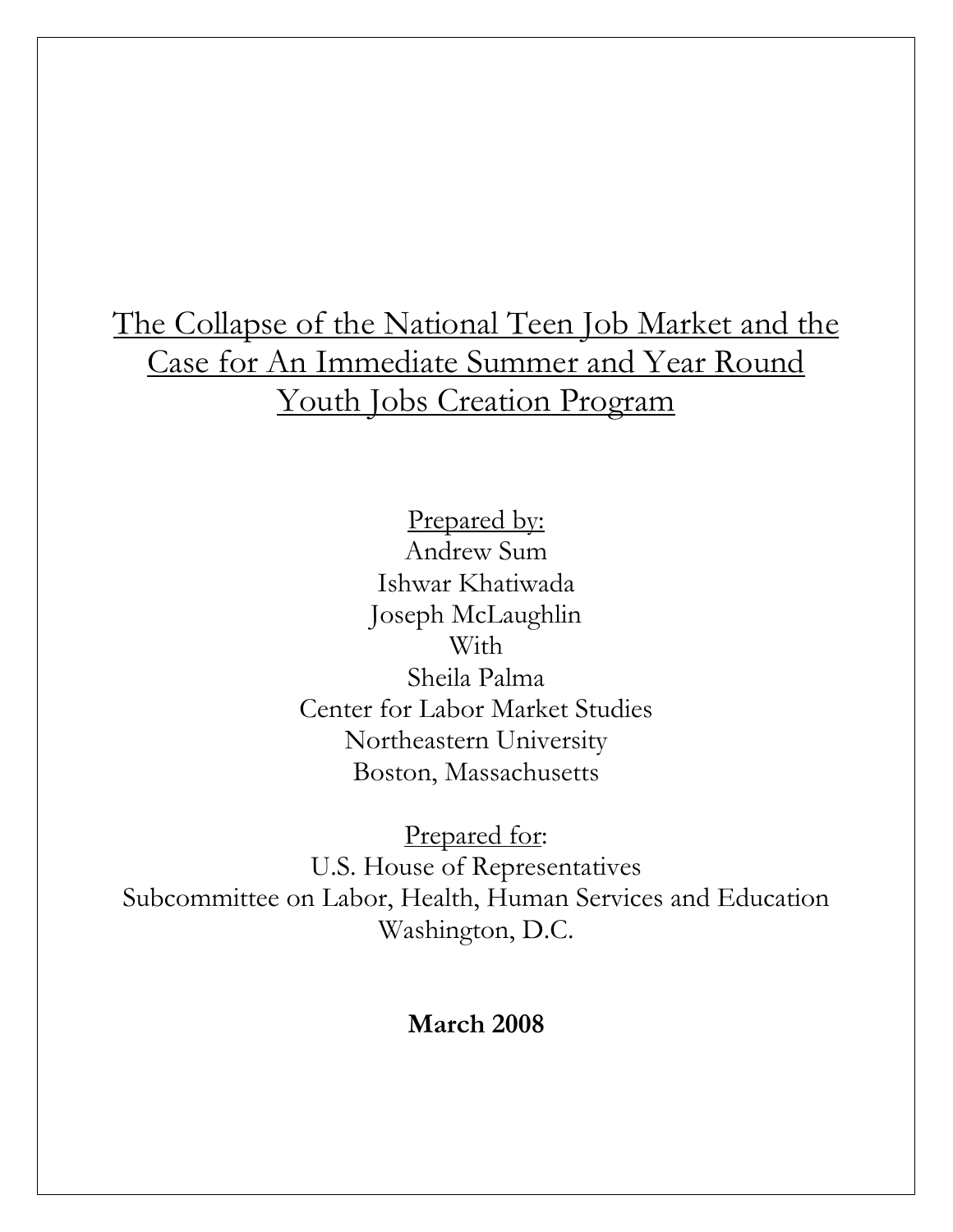# The Collapse of the National Teen Job Market and the Case for An Immediate Summer and Year Round Youth Jobs Creation Program

Prepared by:
Andrew Sum
Ishwar Khatiwada
Joseph McLaughlin
With
Sheila Palma
Center for Labor Market Studies
Northeastern University
Boston, Massachusetts

Prepared for:
U.S. House of Representatives
Subcommittee on Labor, Health, Human Services and Education
Washington, D.C.

**March 2008**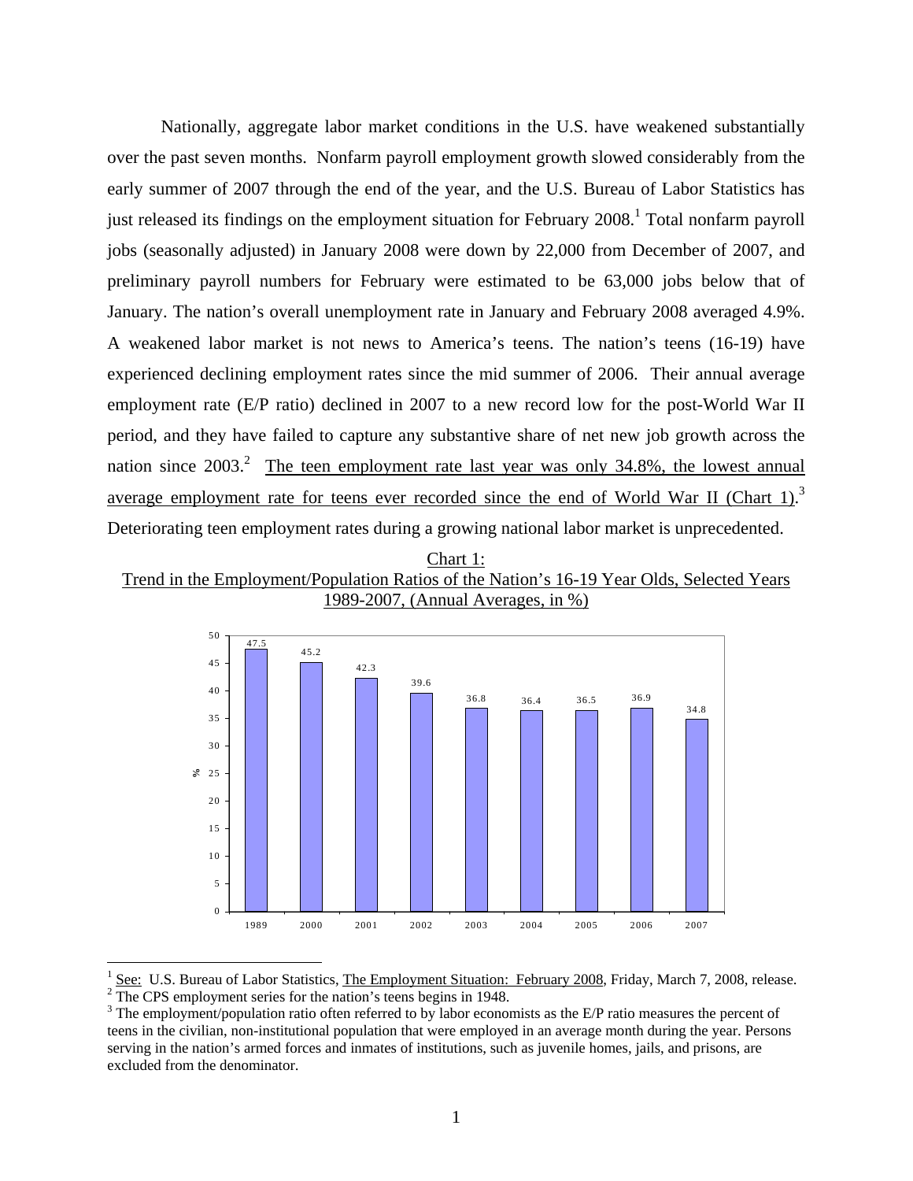Nationally, aggregate labor market conditions in the U.S. have weakened substantially over the past seven months. Nonfarm payroll employment growth slowed considerably from the early summer of 2007 through the end of the year, and the U.S. Bureau of Labor Statistics has just released its findings on the employment situation for February 2008.[1] Total nonfarm payroll jobs (seasonally adjusted) in January 2008 were down by 22,000 from December of 2007, and preliminary payroll numbers for February were estimated to be 63,000 jobs below that of January. The nation's overall unemployment rate in January and February 2008 averaged 4.9%. A weakened labor market is not news to America's teens. The nation's teens (16-19) have experienced declining employment rates since the mid summer of 2006. Their annual average employment rate (E/P ratio) declined in 2007 to a new record low for the post-World War II period, and they have failed to capture any substantive share of net new job growth across the nation since 2003.[2] The teen employment rate last year was only 34.8%, the lowest annual average employment rate for teens ever recorded since the end of World War II (Chart 1).[3] Deteriorating teen employment rates during a growing national labor market is unprecedented.

Chart 1:
Trend in the Employment/Population Ratios of the Nation's 16-19 Year Olds, Selected Years 1989-2007, (Annual Averages, in %)

| Year | % |
|---|---|
| 1989 | 47.5 |
| 2000 | 45.2 |
| 2001 | 42.3 |
| 2002 | 39.6 |
| 2003 | 36.8 |
| 2004 | 36.4 |
| 2005 | 36.5 |
| 2006 | 36.9 |
| 2007 | 34.8 |

[1] See: U.S. Bureau of Labor Statistics, The Employment Situation: February 2008, Friday, March 7, 2008, release.

[2] The CPS employment series for the nation's teens begins in 1948.

[3] The employment/population ratio often referred to by labor economists as the E/P ratio measures the percent of teens in the civilian, non-institutional population that were employed in an average month during the year. Persons serving in the nation's armed forces and inmates of institutions, such as juvenile homes, jails, and prisons, are excluded from the denominator.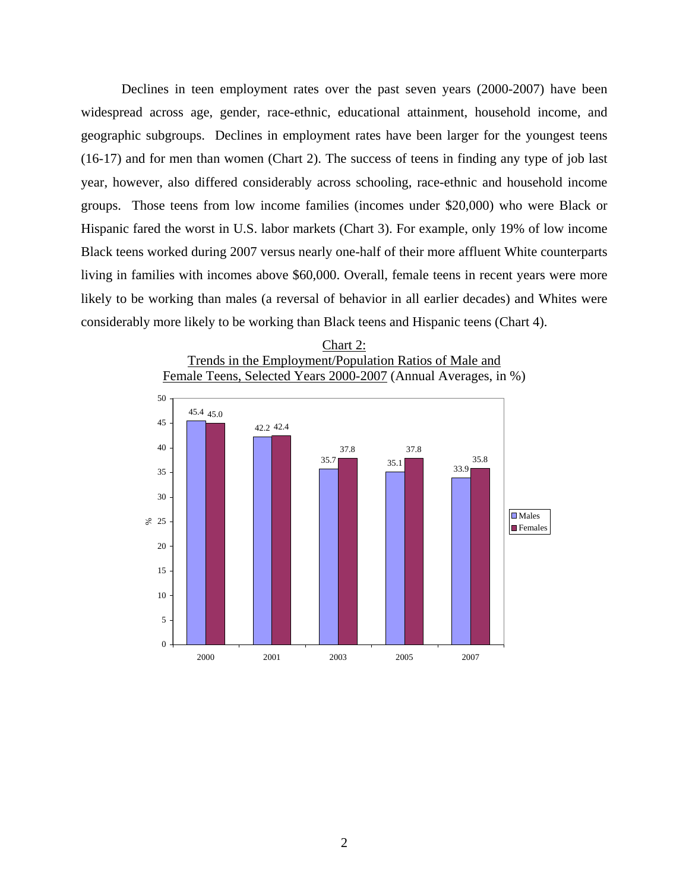Declines in teen employment rates over the past seven years (2000-2007) have been widespread across age, gender, race-ethnic, educational attainment, household income, and geographic subgroups. Declines in employment rates have been larger for the youngest teens (16-17) and for men than women (Chart 2). The success of teens in finding any type of job last year, however, also differed considerably across schooling, race-ethnic and household income groups. Those teens from low income families (incomes under $20,000) who were Black or Hispanic fared the worst in U.S. labor markets (Chart 3). For example, only 19% of low income Black teens worked during 2007 versus nearly one-half of their more affluent White counterparts living in families with incomes above $60,000. Overall, female teens in recent years were more likely to be working than males (a reversal of behavior in all earlier decades) and Whites were considerably more likely to be working than Black teens and Hispanic teens (Chart 4).

Chart 2:
Trends in the Employment/Population Ratios of Male and Female Teens, Selected Years 2000-2007 (Annual Averages, in %)

| Year | Males | Females |
|---|---|---|
| 2000 | 45.4 | 45.0 |
| 2001 | 42.2 | 42.4 |
| 2003 | 35.7 | 37.8 |
| 2005 | 35.1 | 37.8 |
| 2007 | 33.9 | 35.8 |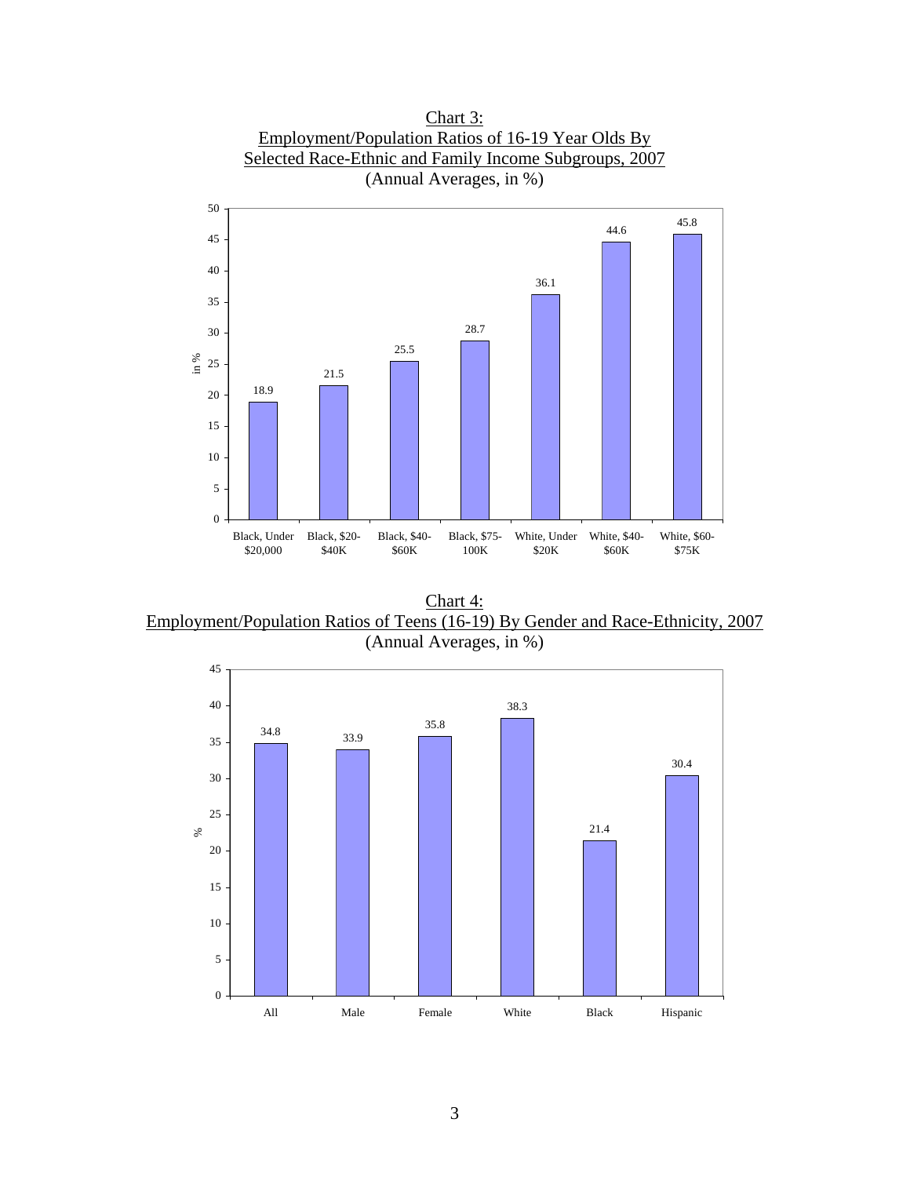Chart 3:
Employment/Population Ratios of 16-19 Year Olds By Selected Race-Ethnic and Family Income Subgroups, 2007
(Annual Averages, in %)

| Subgroup | in % |
|---|---|
| Black, Under $20,000 | 18.9 |
| Black, $20-$40K | 21.5 |
| Black, $40-$60K | 25.5 |
| Black, $75-100K | 28.7 |
| White, Under $20K | 36.1 |
| White, $40-$60K | 44.6 |
| White, $60-$75K | 45.8 |

Chart 4:
Employment/Population Ratios of Teens (16-19) By Gender and Race-Ethnicity, 2007
(Annual Averages, in %)

| Group | % |
|---|---|
| All | 34.8 |
| Male | 33.9 |
| Female | 35.8 |
| White | 38.3 |
| Black | 21.4 |
| Hispanic | 30.4 |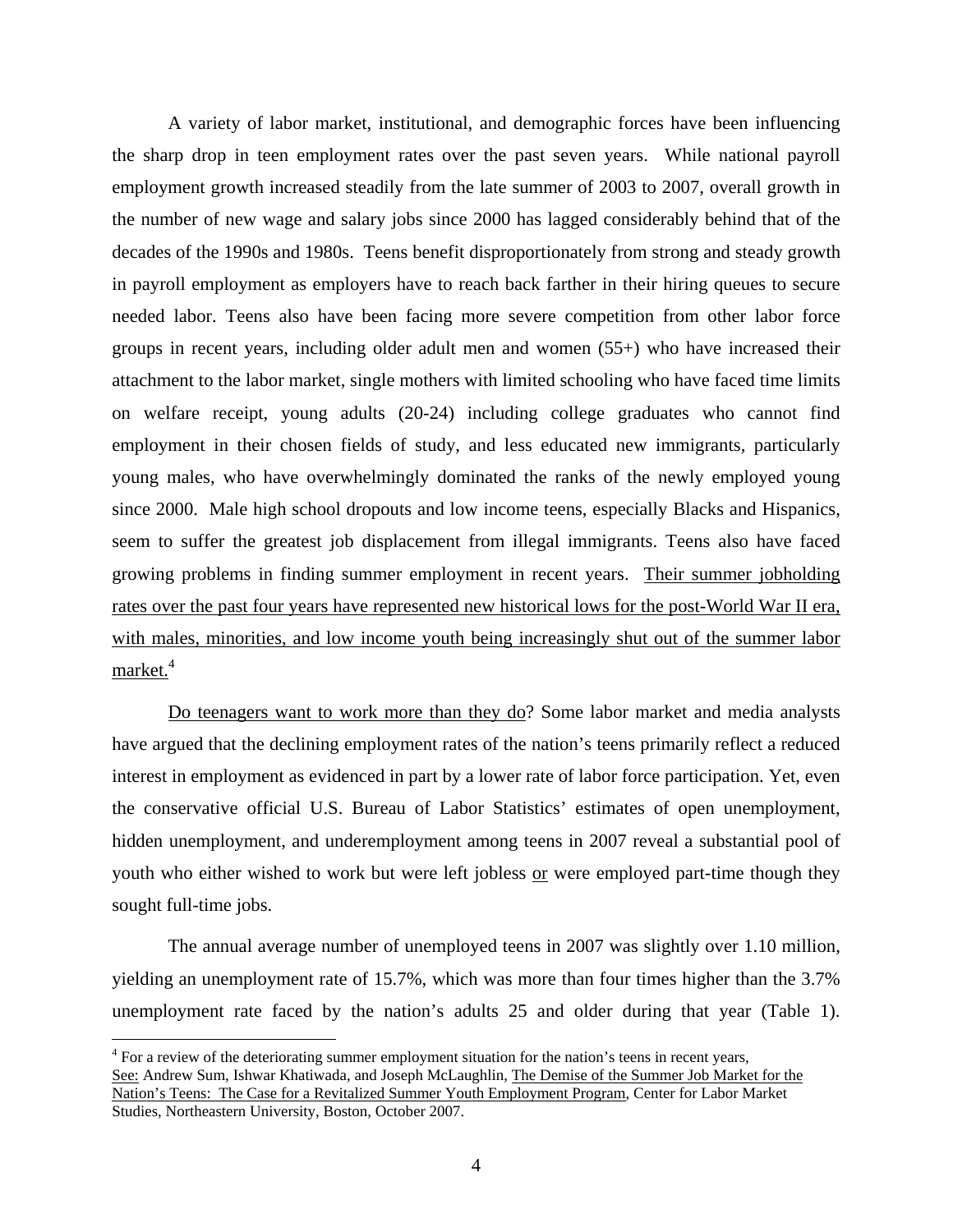A variety of labor market, institutional, and demographic forces have been influencing the sharp drop in teen employment rates over the past seven years. While national payroll employment growth increased steadily from the late summer of 2003 to 2007, overall growth in the number of new wage and salary jobs since 2000 has lagged considerably behind that of the decades of the 1990s and 1980s. Teens benefit disproportionately from strong and steady growth in payroll employment as employers have to reach back farther in their hiring queues to secure needed labor. Teens also have been facing more severe competition from other labor force groups in recent years, including older adult men and women (55+) who have increased their attachment to the labor market, single mothers with limited schooling who have faced time limits on welfare receipt, young adults (20-24) including college graduates who cannot find employment in their chosen fields of study, and less educated new immigrants, particularly young males, who have overwhelmingly dominated the ranks of the newly employed young since 2000. Male high school dropouts and low income teens, especially Blacks and Hispanics, seem to suffer the greatest job displacement from illegal immigrants. Teens also have faced growing problems in finding summer employment in recent years. <u>Their summer jobholding rates over the past four years have represented new historical lows for the post-World War II era, with males, minorities, and low income youth being increasingly shut out of the summer labor market.</u>[4]

<u>Do teenagers want to work more than they do</u>? Some labor market and media analysts have argued that the declining employment rates of the nation's teens primarily reflect a reduced interest in employment as evidenced in part by a lower rate of labor force participation. Yet, even the conservative official U.S. Bureau of Labor Statistics' estimates of open unemployment, hidden unemployment, and underemployment among teens in 2007 reveal a substantial pool of youth who either wished to work but were left jobless <u>or</u> were employed part-time though they sought full-time jobs.

The annual average number of unemployed teens in 2007 was slightly over 1.10 million, yielding an unemployment rate of 15.7%, which was more than four times higher than the 3.7% unemployment rate faced by the nation's adults 25 and older during that year (Table 1).

---

[4] For a review of the deteriorating summer employment situation for the nation's teens in recent years, <u>See:</u> Andrew Sum, Ishwar Khatiwada, and Joseph McLaughlin, <u>The Demise of the Summer Job Market for the Nation's Teens: The Case for a Revitalized Summer Youth Employment Program</u>, Center for Labor Market Studies, Northeastern University, Boston, October 2007.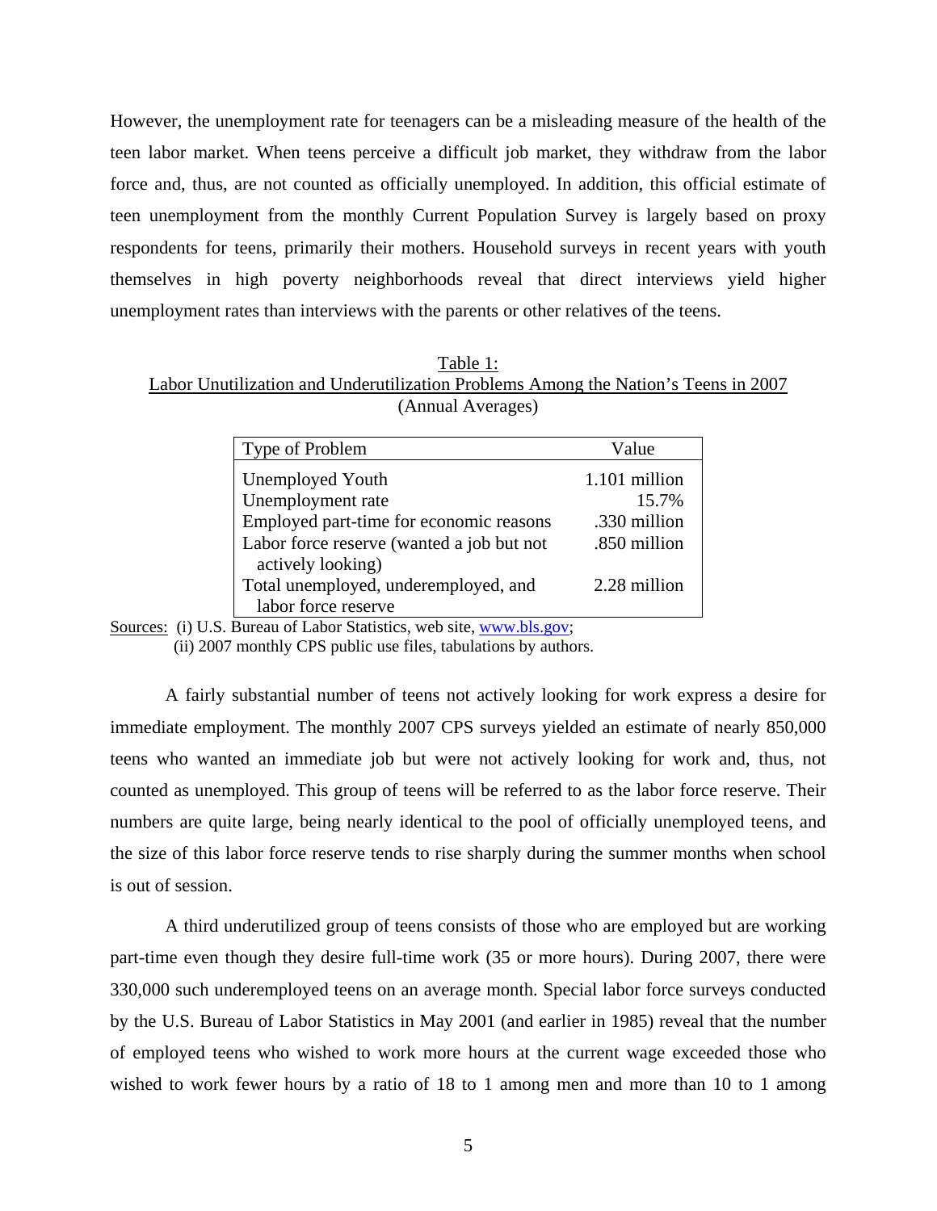However, the unemployment rate for teenagers can be a misleading measure of the health of the teen labor market. When teens perceive a difficult job market, they withdraw from the labor force and, thus, are not counted as officially unemployed. In addition, this official estimate of teen unemployment from the monthly Current Population Survey is largely based on proxy respondents for teens, primarily their mothers. Household surveys in recent years with youth themselves in high poverty neighborhoods reveal that direct interviews yield higher unemployment rates than interviews with the parents or other relatives of the teens.

Table 1:
Labor Unutilization and Underutilization Problems Among the Nation's Teens in 2007
(Annual Averages)

| Type of Problem | Value |
|---|---|
| Unemployed Youth | 1.101 million |
| Unemployment rate | 15.7% |
| Employed part-time for economic reasons | .330 million |
| Labor force reserve (wanted a job but not actively looking) | .850 million |
| Total unemployed, underemployed, and labor force reserve | 2.28 million |

Sources: (i) U.S. Bureau of Labor Statistics, web site, www.bls.gov;
(ii) 2007 monthly CPS public use files, tabulations by authors.

A fairly substantial number of teens not actively looking for work express a desire for immediate employment. The monthly 2007 CPS surveys yielded an estimate of nearly 850,000 teens who wanted an immediate job but were not actively looking for work and, thus, not counted as unemployed. This group of teens will be referred to as the labor force reserve. Their numbers are quite large, being nearly identical to the pool of officially unemployed teens, and the size of this labor force reserve tends to rise sharply during the summer months when school is out of session.

A third underutilized group of teens consists of those who are employed but are working part-time even though they desire full-time work (35 or more hours). During 2007, there were 330,000 such underemployed teens on an average month. Special labor force surveys conducted by the U.S. Bureau of Labor Statistics in May 2001 (and earlier in 1985) reveal that the number of employed teens who wished to work more hours at the current wage exceeded those who wished to work fewer hours by a ratio of 18 to 1 among men and more than 10 to 1 among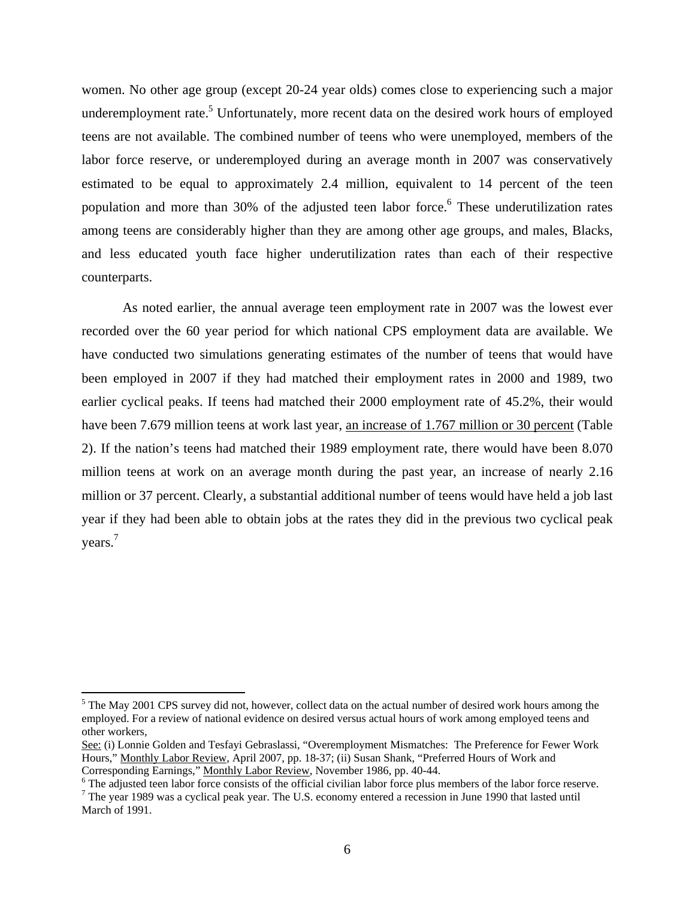women. No other age group (except 20-24 year olds) comes close to experiencing such a major underemployment rate.[5] Unfortunately, more recent data on the desired work hours of employed teens are not available. The combined number of teens who were unemployed, members of the labor force reserve, or underemployed during an average month in 2007 was conservatively estimated to be equal to approximately 2.4 million, equivalent to 14 percent of the teen population and more than 30% of the adjusted teen labor force.[6] These underutilization rates among teens are considerably higher than they are among other age groups, and males, Blacks, and less educated youth face higher underutilization rates than each of their respective counterparts.

As noted earlier, the annual average teen employment rate in 2007 was the lowest ever recorded over the 60 year period for which national CPS employment data are available. We have conducted two simulations generating estimates of the number of teens that would have been employed in 2007 if they had matched their employment rates in 2000 and 1989, two earlier cyclical peaks. If teens had matched their 2000 employment rate of 45.2%, their would have been 7.679 million teens at work last year, an increase of 1.767 million or 30 percent (Table 2). If the nation's teens had matched their 1989 employment rate, there would have been 8.070 million teens at work on an average month during the past year, an increase of nearly 2.16 million or 37 percent. Clearly, a substantial additional number of teens would have held a job last year if they had been able to obtain jobs at the rates they did in the previous two cyclical peak years.[7]

---

[5] The May 2001 CPS survey did not, however, collect data on the actual number of desired work hours among the employed. For a review of national evidence on desired versus actual hours of work among employed teens and other workers,

See: (i) Lonnie Golden and Tesfayi Gebraslassi, "Overemployment Mismatches: The Preference for Fewer Work Hours," Monthly Labor Review, April 2007, pp. 18-37; (ii) Susan Shank, "Preferred Hours of Work and Corresponding Earnings," Monthly Labor Review, November 1986, pp. 40-44.

[6] The adjusted teen labor force consists of the official civilian labor force plus members of the labor force reserve.

[7] The year 1989 was a cyclical peak year. The U.S. economy entered a recession in June 1990 that lasted until March of 1991.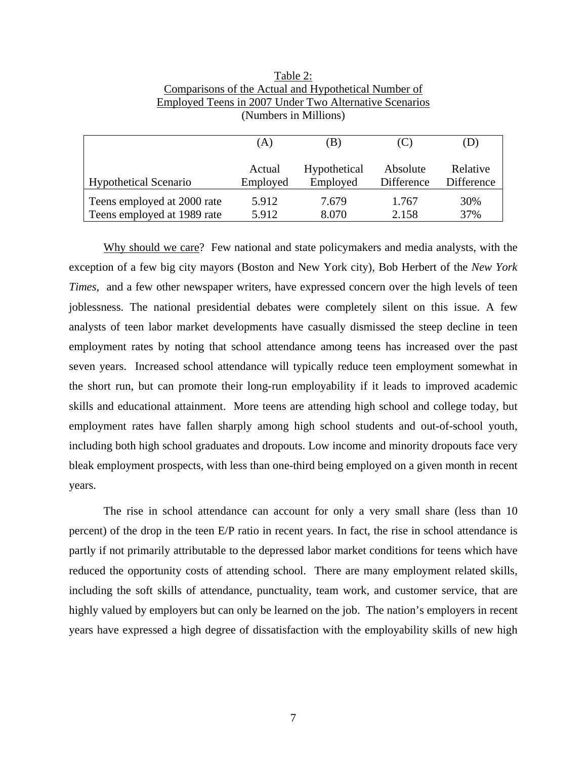Table 2:
Comparisons of the Actual and Hypothetical Number of Employed Teens in 2007 Under Two Alternative Scenarios
(Numbers in Millions)

| | (A) | (B) | (C) | (D) |
|---|---|---|---|---|
| Hypothetical Scenario | Actual Employed | Hypothetical Employed | Absolute Difference | Relative Difference |
| Teens employed at 2000 rate | 5.912 | 7.679 | 1.767 | 30% |
| Teens employed at 1989 rate | 5.912 | 8.070 | 2.158 | 37% |

Why should we care? Few national and state policymakers and media analysts, with the exception of a few big city mayors (Boston and New York city), Bob Herbert of the *New York Times,* and a few other newspaper writers, have expressed concern over the high levels of teen joblessness. The national presidential debates were completely silent on this issue. A few analysts of teen labor market developments have casually dismissed the steep decline in teen employment rates by noting that school attendance among teens has increased over the past seven years. Increased school attendance will typically reduce teen employment somewhat in the short run, but can promote their long-run employability if it leads to improved academic skills and educational attainment. More teens are attending high school and college today, but employment rates have fallen sharply among high school students and out-of-school youth, including both high school graduates and dropouts. Low income and minority dropouts face very bleak employment prospects, with less than one-third being employed on a given month in recent years.

The rise in school attendance can account for only a very small share (less than 10 percent) of the drop in the teen E/P ratio in recent years. In fact, the rise in school attendance is partly if not primarily attributable to the depressed labor market conditions for teens which have reduced the opportunity costs of attending school. There are many employment related skills, including the soft skills of attendance, punctuality, team work, and customer service, that are highly valued by employers but can only be learned on the job. The nation's employers in recent years have expressed a high degree of dissatisfaction with the employability skills of new high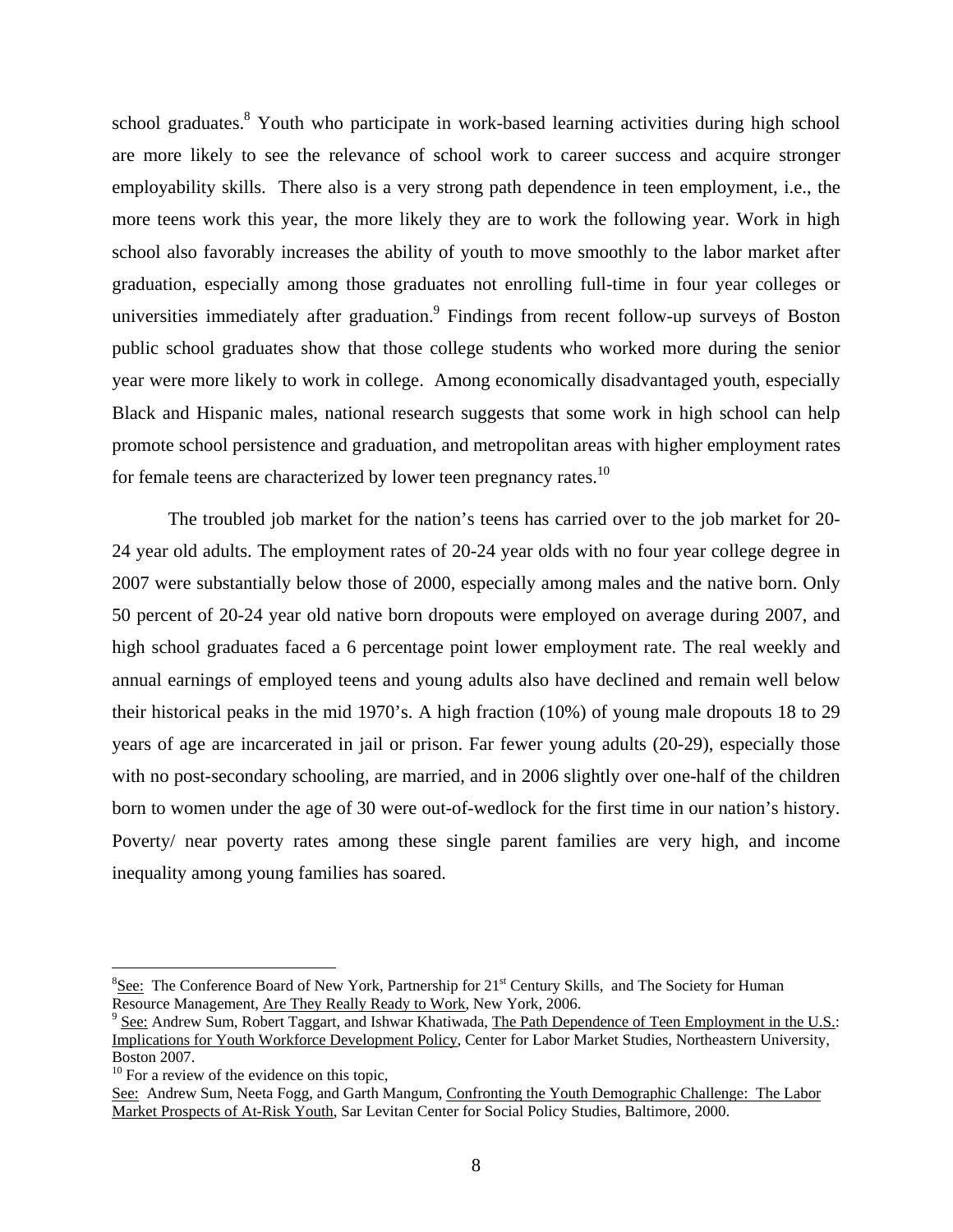school graduates.[8] Youth who participate in work-based learning activities during high school are more likely to see the relevance of school work to career success and acquire stronger employability skills. There also is a very strong path dependence in teen employment, i.e., the more teens work this year, the more likely they are to work the following year. Work in high school also favorably increases the ability of youth to move smoothly to the labor market after graduation, especially among those graduates not enrolling full-time in four year colleges or universities immediately after graduation.[9] Findings from recent follow-up surveys of Boston public school graduates show that those college students who worked more during the senior year were more likely to work in college. Among economically disadvantaged youth, especially Black and Hispanic males, national research suggests that some work in high school can help promote school persistence and graduation, and metropolitan areas with higher employment rates for female teens are characterized by lower teen pregnancy rates.[10]

The troubled job market for the nation's teens has carried over to the job market for 20-24 year old adults. The employment rates of 20-24 year olds with no four year college degree in 2007 were substantially below those of 2000, especially among males and the native born. Only 50 percent of 20-24 year old native born dropouts were employed on average during 2007, and high school graduates faced a 6 percentage point lower employment rate. The real weekly and annual earnings of employed teens and young adults also have declined and remain well below their historical peaks in the mid 1970's. A high fraction (10%) of young male dropouts 18 to 29 years of age are incarcerated in jail or prison. Far fewer young adults (20-29), especially those with no post-secondary schooling, are married, and in 2006 slightly over one-half of the children born to women under the age of 30 were out-of-wedlock for the first time in our nation's history. Poverty/ near poverty rates among these single parent families are very high, and income inequality among young families has soared.

---

[8] See: The Conference Board of New York, Partnership for 21st Century Skills, and The Society for Human Resource Management, Are They Really Ready to Work, New York, 2006.

[9] See: Andrew Sum, Robert Taggart, and Ishwar Khatiwada, The Path Dependence of Teen Employment in the U.S.: Implications for Youth Workforce Development Policy, Center for Labor Market Studies, Northeastern University, Boston 2007.

[10] For a review of the evidence on this topic,
See: Andrew Sum, Neeta Fogg, and Garth Mangum, Confronting the Youth Demographic Challenge: The Labor Market Prospects of At-Risk Youth, Sar Levitan Center for Social Policy Studies, Baltimore, 2000.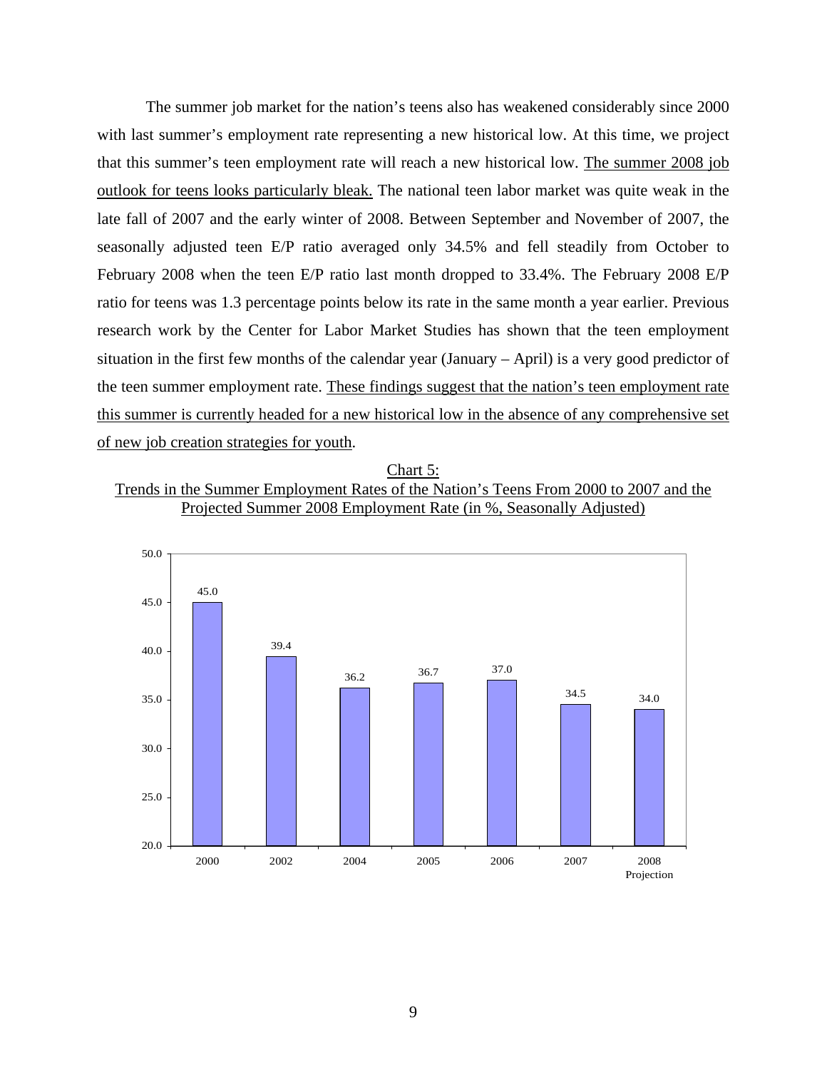The summer job market for the nation's teens also has weakened considerably since 2000 with last summer's employment rate representing a new historical low. At this time, we project that this summer's teen employment rate will reach a new historical low. <u>The summer 2008 job outlook for teens looks particularly bleak.</u> The national teen labor market was quite weak in the late fall of 2007 and the early winter of 2008. Between September and November of 2007, the seasonally adjusted teen E/P ratio averaged only 34.5% and fell steadily from October to February 2008 when the teen E/P ratio last month dropped to 33.4%. The February 2008 E/P ratio for teens was 1.3 percentage points below its rate in the same month a year earlier. Previous research work by the Center for Labor Market Studies has shown that the teen employment situation in the first few months of the calendar year (January – April) is a very good predictor of the teen summer employment rate. <u>These findings suggest that the nation's teen employment rate this summer is currently headed for a new historical low in the absence of any comprehensive set of new job creation strategies for youth</u>.

<u>Chart 5:</u>
<u>Trends in the Summer Employment Rates of the Nation's Teens From 2000 to 2007 and the Projected Summer 2008 Employment Rate (in %, Seasonally Adjusted)</u>

| Year | Employment Rate (%) |
|---|---|
| 2000 | 45.0 |
| 2002 | 39.4 |
| 2004 | 36.2 |
| 2005 | 36.7 |
| 2006 | 37.0 |
| 2007 | 34.5 |
| 2008 Projection | 34.0 |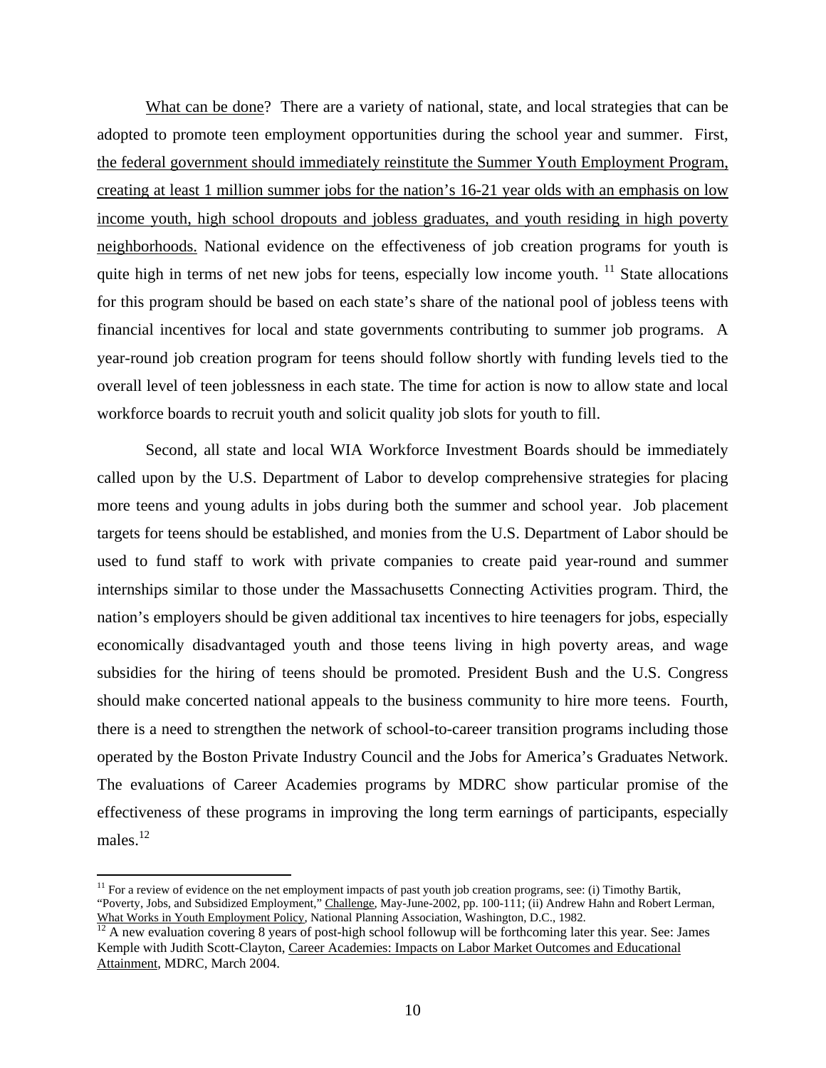What can be done? There are a variety of national, state, and local strategies that can be adopted to promote teen employment opportunities during the school year and summer. First, the federal government should immediately reinstitute the Summer Youth Employment Program, creating at least 1 million summer jobs for the nation's 16-21 year olds with an emphasis on low income youth, high school dropouts and jobless graduates, and youth residing in high poverty neighborhoods. National evidence on the effectiveness of job creation programs for youth is quite high in terms of net new jobs for teens, especially low income youth. [11] State allocations for this program should be based on each state's share of the national pool of jobless teens with financial incentives for local and state governments contributing to summer job programs. A year-round job creation program for teens should follow shortly with funding levels tied to the overall level of teen joblessness in each state. The time for action is now to allow state and local workforce boards to recruit youth and solicit quality job slots for youth to fill.

Second, all state and local WIA Workforce Investment Boards should be immediately called upon by the U.S. Department of Labor to develop comprehensive strategies for placing more teens and young adults in jobs during both the summer and school year. Job placement targets for teens should be established, and monies from the U.S. Department of Labor should be used to fund staff to work with private companies to create paid year-round and summer internships similar to those under the Massachusetts Connecting Activities program. Third, the nation's employers should be given additional tax incentives to hire teenagers for jobs, especially economically disadvantaged youth and those teens living in high poverty areas, and wage subsidies for the hiring of teens should be promoted. President Bush and the U.S. Congress should make concerted national appeals to the business community to hire more teens. Fourth, there is a need to strengthen the network of school-to-career transition programs including those operated by the Boston Private Industry Council and the Jobs for America's Graduates Network. The evaluations of Career Academies programs by MDRC show particular promise of the effectiveness of these programs in improving the long term earnings of participants, especially males.[12]

---

[11] For a review of evidence on the net employment impacts of past youth job creation programs, see: (i) Timothy Bartik, "Poverty, Jobs, and Subsidized Employment," Challenge, May-June-2002, pp. 100-111; (ii) Andrew Hahn and Robert Lerman, What Works in Youth Employment Policy, National Planning Association, Washington, D.C., 1982.

[12] A new evaluation covering 8 years of post-high school followup will be forthcoming later this year. See: James Kemple with Judith Scott-Clayton, Career Academies: Impacts on Labor Market Outcomes and Educational Attainment, MDRC, March 2004.